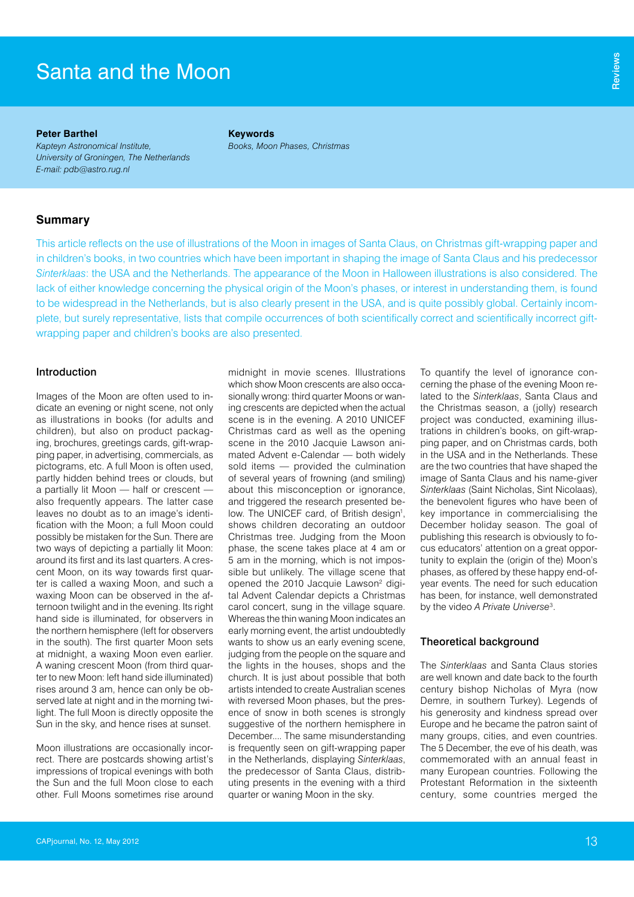# Santa and the Moon

**Peter Barthel**
*Kapteyn Astronomical Institute, University of Groningen, The Netherlands*
*E-mail: pdb@astro.rug.nl*

**Keywords**
*Books, Moon Phases, Christmas*

## Summary

This article reflects on the use of illustrations of the Moon in images of Santa Claus, on Christmas gift-wrapping paper and in children's books, in two countries which have been important in shaping the image of Santa Claus and his predecessor *Sinterklaas*: the USA and the Netherlands. The appearance of the Moon in Halloween illustrations is also considered. The lack of either knowledge concerning the physical origin of the Moon's phases, or interest in understanding them, is found to be widespread in the Netherlands, but is also clearly present in the USA, and is quite possibly global. Certainly incomplete, but surely representative, lists that compile occurrences of both scientifically correct and scientifically incorrect gift-wrapping paper and children's books are also presented.

## Introduction

Images of the Moon are often used to indicate an evening or night scene, not only as illustrations in books (for adults and children), but also on product packaging, brochures, greetings cards, gift-wrapping paper, in advertising, commercials, as pictograms, etc. A full Moon is often used, partly hidden behind trees or clouds, but a partially lit Moon — half or crescent — also frequently appears. The latter case leaves no doubt as to an image's identification with the Moon; a full Moon could possibly be mistaken for the Sun. There are two ways of depicting a partially lit Moon: around its first and its last quarters. A crescent Moon, on its way towards first quarter is called a waxing Moon, and such a waxing Moon can be observed in the afternoon twilight and in the evening. Its right hand side is illuminated, for observers in the northern hemisphere (left for observers in the south). The first quarter Moon sets at midnight, a waxing Moon even earlier. A waning crescent Moon (from third quarter to new Moon: left hand side illuminated) rises around 3 am, hence can only be observed late at night and in the morning twilight. The full Moon is directly opposite the Sun in the sky, and hence rises at sunset.

Moon illustrations are occasionally incorrect. There are postcards showing artist's impressions of tropical evenings with both the Sun and the full Moon close to each other. Full Moons sometimes rise around midnight in movie scenes. Illustrations which show Moon crescents are also occasionally wrong: third quarter Moons or waning crescents are depicted when the actual scene is in the evening. A 2010 UNICEF Christmas card as well as the opening scene in the 2010 Jacquie Lawson animated Advent e-Calendar — both widely sold items — provided the culmination of several years of frowning (and smiling) about this misconception or ignorance, and triggered the research presented below. The UNICEF card, of British design[1], shows children decorating an outdoor Christmas tree. Judging from the Moon phase, the scene takes place at 4 am or 5 am in the morning, which is not impossible but unlikely. The village scene that opened the 2010 Jacquie Lawson[2] digital Advent Calendar depicts a Christmas carol concert, sung in the village square. Whereas the thin waning Moon indicates an early morning event, the artist undoubtedly wants to show us an early evening scene, judging from the people on the square and the lights in the houses, shops and the church. It is just about possible that both artists intended to create Australian scenes with reversed Moon phases, but the presence of snow in both scenes is strongly suggestive of the northern hemisphere in December.... The same misunderstanding is frequently seen on gift-wrapping paper in the Netherlands, displaying *Sinterklaas*, the predecessor of Santa Claus, distributing presents in the evening with a third quarter or waning Moon in the sky.

To quantify the level of ignorance concerning the phase of the evening Moon related to the *Sinterklaas*, Santa Claus and the Christmas season, a (jolly) research project was conducted, examining illustrations in children's books, on gift-wrapping paper, and on Christmas cards, both in the USA and in the Netherlands. These are the two countries that have shaped the image of Santa Claus and his name-giver *Sinterklaas* (Saint Nicholas, Sint Nicolaas), the benevolent figures who have been of key importance in commercialising the December holiday season. The goal of publishing this research is obviously to focus educators' attention on a great opportunity to explain the (origin of the) Moon's phases, as offered by these happy end-of-year events. The need for such education has been, for instance, well demonstrated by the video *A Private Universe*[3].

## Theoretical background

The *Sinterklaas* and Santa Claus stories are well known and date back to the fourth century bishop Nicholas of Myra (now Demre, in southern Turkey). Legends of his generosity and kindness spread over Europe and he became the patron saint of many groups, cities, and even countries. The 5 December, the eve of his death, was commemorated with an annual feast in many European countries. Following the Protestant Reformation in the sixteenth century, some countries merged the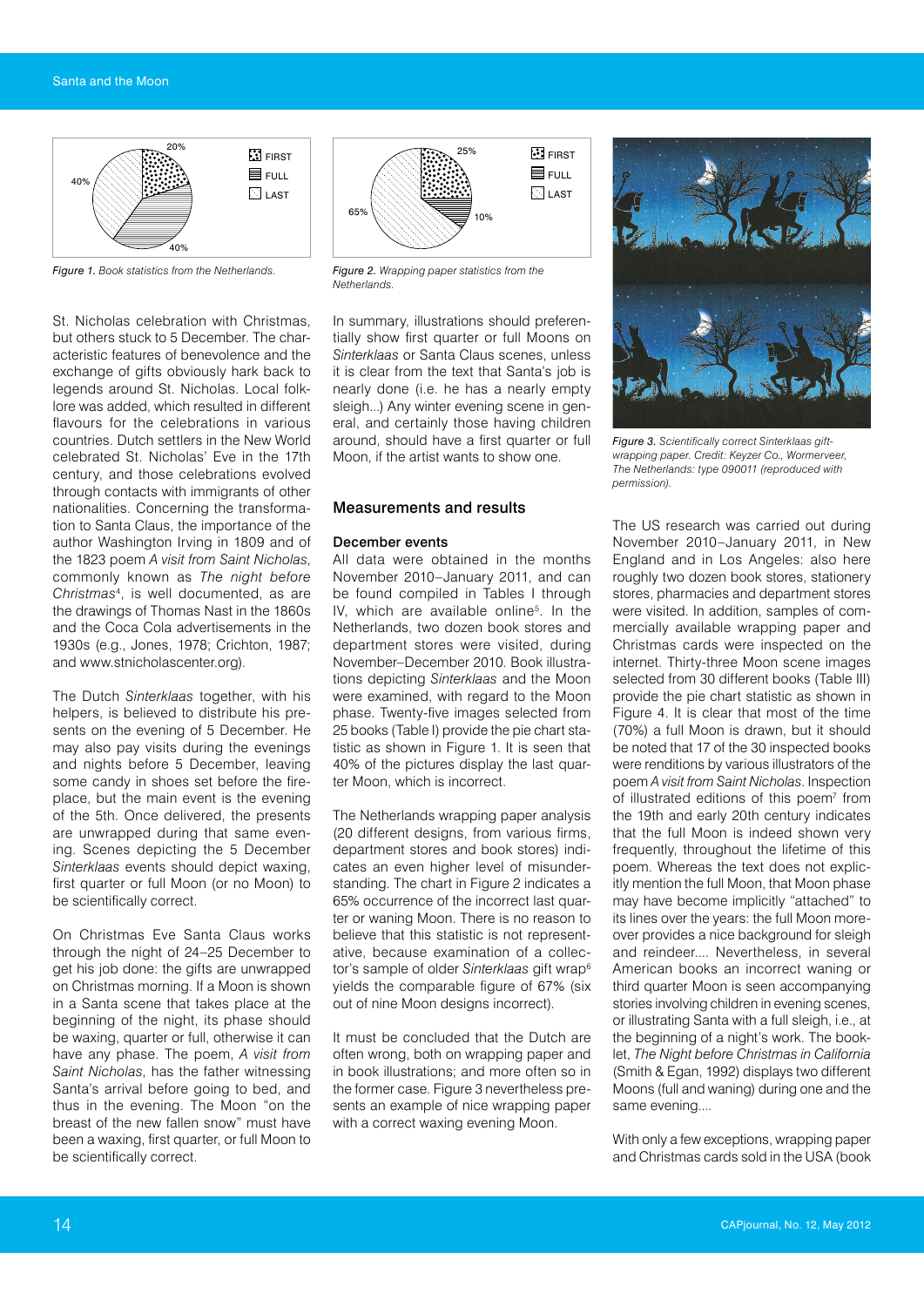Figure 1. Book statistics from the Netherlands.

Figure 2. Wrapping paper statistics from the Netherlands.

Figure 3. Scientifically correct Sinterklaas gift-wrapping paper. Credit: Keyzer Co., Wormerveer, The Netherlands: type 090011 (reproduced with permission).

St. Nicholas celebration with Christmas, but others stuck to 5 December. The characteristic features of benevolence and the exchange of gifts obviously hark back to legends around St. Nicholas. Local folklore was added, which resulted in different flavours for the celebrations in various countries. Dutch settlers in the New World celebrated St. Nicholas' Eve in the 17th century, and those celebrations evolved through contacts with immigrants of other nationalities. Concerning the transformation to Santa Claus, the importance of the author Washington Irving in 1809 and of the 1823 poem *A visit from Saint Nicholas*, commonly known as *The night before Christmas*[4], is well documented, as are the drawings of Thomas Nast in the 1860s and the Coca Cola advertisements in the 1930s (e.g., Jones, 1978; Crichton, 1987; and www.stnicholascenter.org).

The Dutch *Sinterklaas* together, with his helpers, is believed to distribute his presents on the evening of 5 December. He may also pay visits during the evenings and nights before 5 December, leaving some candy in shoes set before the fireplace, but the main event is the evening of the 5th. Once delivered, the presents are unwrapped during that same evening. Scenes depicting the 5 December *Sinterklaas* events should depict waxing, first quarter or full Moon (or no Moon) to be scientifically correct.

On Christmas Eve Santa Claus works through the night of 24–25 December to get his job done: the gifts are unwrapped on Christmas morning. If a Moon is shown in a Santa scene that takes place at the beginning of the night, its phase should be waxing, quarter or full, otherwise it can have any phase. The poem, *A visit from Saint Nicholas*, has the father witnessing Santa's arrival before going to bed, and thus in the evening. The Moon "on the breast of the new fallen snow" must have been a waxing, first quarter, or full Moon to be scientifically correct.

In summary, illustrations should preferentially show first quarter or full Moons on *Sinterklaas* or Santa Claus scenes, unless it is clear from the text that Santa's job is nearly done (i.e. he has a nearly empty sleigh...) Any winter evening scene in general, and certainly those having children around, should have a first quarter or full Moon, if the artist wants to show one.

## Measurements and results

### December events

All data were obtained in the months November 2010–January 2011, and can be found compiled in Tables I through IV, which are available online[5]. In the Netherlands, two dozen book stores and department stores were visited, during November–December 2010. Book illustrations depicting *Sinterklaas* and the Moon were examined, with regard to the Moon phase. Twenty-five images selected from 25 books (Table I) provide the pie chart statistic as shown in Figure 1. It is seen that 40% of the pictures display the last quarter Moon, which is incorrect.

The Netherlands wrapping paper analysis (20 different designs, from various firms, department stores and book stores) indicates an even higher level of misunderstanding. The chart in Figure 2 indicates a 65% occurrence of the incorrect last quarter or waning Moon. There is no reason to believe that this statistic is not representative, because examination of a collector's sample of older *Sinterklaas* gift wrap[6] yields the comparable figure of 67% (six out of nine Moon designs incorrect).

It must be concluded that the Dutch are often wrong, both on wrapping paper and in book illustrations; and more often so in the former case. Figure 3 nevertheless presents an example of nice wrapping paper with a correct waxing evening Moon.

The US research was carried out during November 2010–January 2011, in New England and in Los Angeles: also here roughly two dozen book stores, stationery stores, pharmacies and department stores were visited. In addition, samples of commercially available wrapping paper and Christmas cards were inspected on the internet. Thirty-three Moon scene images selected from 30 different books (Table III) provide the pie chart statistic as shown in Figure 4. It is clear that most of the time (70%) a full Moon is drawn, but it should be noted that 17 of the 30 inspected books were renditions by various illustrators of the poem *A visit from Saint Nicholas*. Inspection of illustrated editions of this poem[7] from the 19th and early 20th century indicates that the full Moon is indeed shown very frequently, throughout the lifetime of this poem. Whereas the text does not explicitly mention the full Moon, that Moon phase may have become implicitly "attached" to its lines over the years: the full Moon moreover provides a nice background for sleigh and reindeer.... Nevertheless, in several American books an incorrect waning or third quarter Moon is seen accompanying stories involving children in evening scenes, or illustrating Santa with a full sleigh, i.e., at the beginning of a night's work. The booklet, *The Night before Christmas in California* (Smith & Egan, 1992) displays two different Moons (full and waning) during one and the same evening....

With only a few exceptions, wrapping paper and Christmas cards sold in the USA (book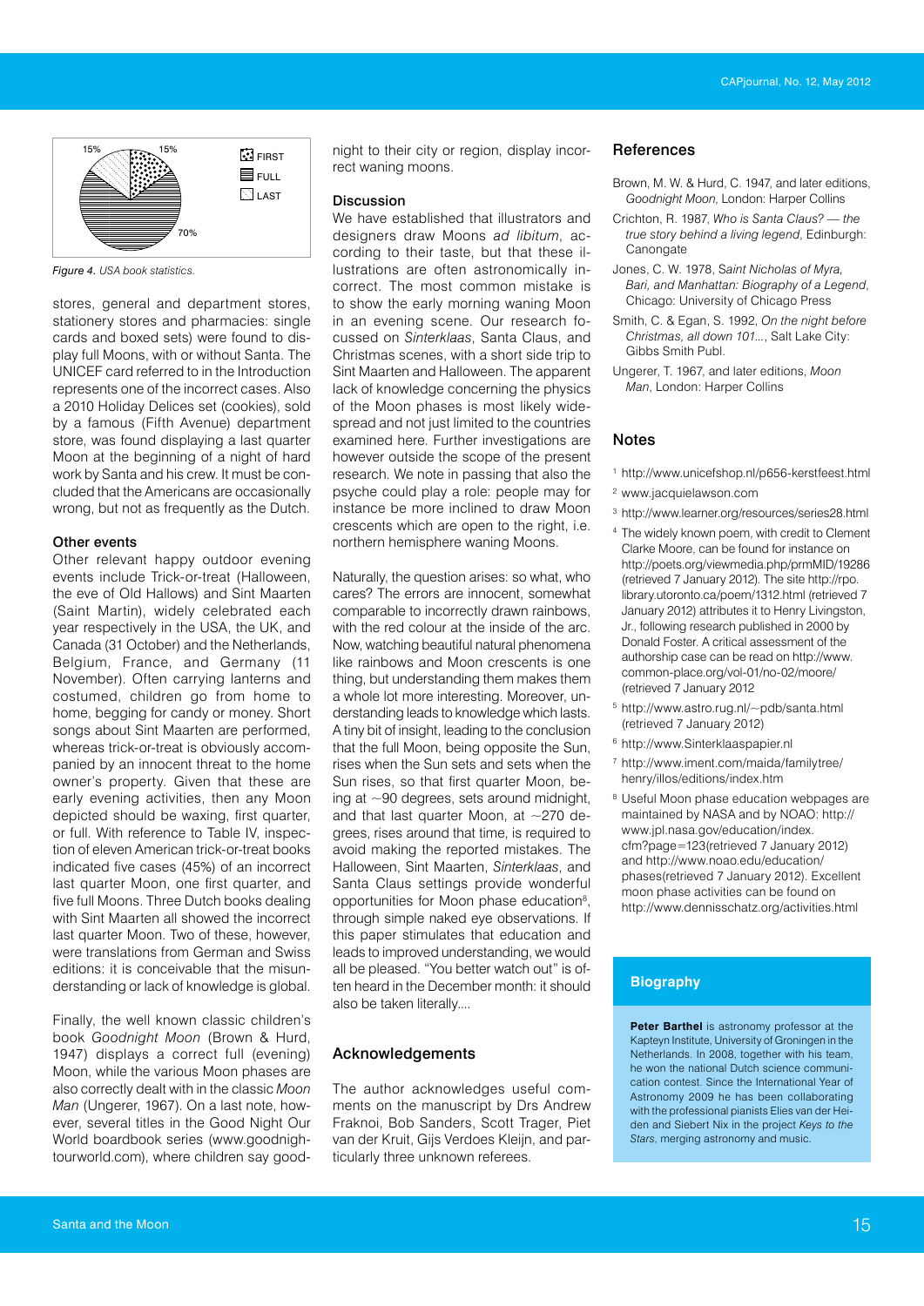15% 15%

70%

FIRST

FULL

LAST

*Figure 4. USA book statistics.*

stores, general and department stores, stationery stores and pharmacies: single cards and boxed sets) were found to display full Moons, with or without Santa. The UNICEF card referred to in the Introduction represents one of the incorrect cases. Also a 2010 Holiday Delices set (cookies), sold by a famous (Fifth Avenue) department store, was found displaying a last quarter Moon at the beginning of a night of hard work by Santa and his crew. It must be concluded that the Americans are occasionally wrong, but not as frequently as the Dutch.

### Other events

Other relevant happy outdoor evening events include Trick-or-treat (Halloween, the eve of Old Hallows) and Sint Maarten (Saint Martin), widely celebrated each year respectively in the USA, the UK, and Canada (31 October) and the Netherlands, Belgium, France, and Germany (11 November). Often carrying lanterns and costumed, children go from home to home, begging for candy or money. Short songs about Sint Maarten are performed, whereas trick-or-treat is obviously accompanied by an innocent threat to the home owner's property. Given that these are early evening activities, then any Moon depicted should be waxing, first quarter, or full. With reference to Table IV, inspection of eleven American trick-or-treat books indicated five cases (45%) of an incorrect last quarter Moon, one first quarter, and five full Moons. Three Dutch books dealing with Sint Maarten all showed the incorrect last quarter Moon. Two of these, however, were translations from German and Swiss editions: it is conceivable that the misunderstanding or lack of knowledge is global.

Finally, the well known classic children's book *Goodnight Moon* (Brown & Hurd, 1947) displays a correct full (evening) Moon, while the various Moon phases are also correctly dealt with in the classic *Moon Man* (Ungerer, 1967). On a last note, however, several titles in the Good Night Our World boardbook series (www.goodnightourworld.com), where children say goodnight to their city or region, display incorrect waning moons.

### Discussion

We have established that illustrators and designers draw Moons *ad libitum*, according to their taste, but that these illustrations are often astronomically incorrect. The most common mistake is to show the early morning waning Moon in an evening scene. Our research focussed on *Sinterklaas*, Santa Claus, and Christmas scenes, with a short side trip to Sint Maarten and Halloween. The apparent lack of knowledge concerning the physics of the Moon phases is most likely widespread and not just limited to the countries examined here. Further investigations are however outside the scope of the present research. We note in passing that also the psyche could play a role: people may for instance be more inclined to draw Moon crescents which are open to the right, i.e. northern hemisphere waning Moons.

Naturally, the question arises: so what, who cares? The errors are innocent, somewhat comparable to incorrectly drawn rainbows, with the red colour at the inside of the arc. Now, watching beautiful natural phenomena like rainbows and Moon crescents is one thing, but understanding them makes them a whole lot more interesting. Moreover, understanding leads to knowledge which lasts. A tiny bit of insight, leading to the conclusion that the full Moon, being opposite the Sun, rises when the Sun sets and sets when the Sun rises, so that first quarter Moon, being at ~90 degrees, sets around midnight, and that last quarter Moon, at ~270 degrees, rises around that time, is required to avoid making the reported mistakes. The Halloween, Sint Maarten, *Sinterklaas*, and Santa Claus settings provide wonderful opportunities for Moon phase education[8], through simple naked eye observations. If this paper stimulates that education and leads to improved understanding, we would all be pleased. "You better watch out" is often heard in the December month: it should also be taken literally....

## Acknowledgements

The author acknowledges useful comments on the manuscript by Drs Andrew Fraknoi, Bob Sanders, Scott Trager, Piet van der Kruit, Gijs Verdoes Kleijn, and particularly three unknown referees.

## References

Brown, M. W. & Hurd, C. 1947, and later editions, *Goodnight Moon*, London: Harper Collins

Crichton, R. 1987, *Who is Santa Claus? — the true story behind a living legend*, Edinburgh: Canongate

Jones, C. W. 1978, *Saint Nicholas of Myra, Bari, and Manhattan: Biography of a Legend*, Chicago: University of Chicago Press

Smith, C. & Egan, S. 1992, *On the night before Christmas, all down 101...*, Salt Lake City: Gibbs Smith Publ.

Ungerer, T. 1967, and later editions, *Moon Man*, London: Harper Collins

## Notes

1. http://www.unicefshop.nl/p656-kerstfeest.html
2. www.jacquielawson.com
3. http://www.learner.org/resources/series28.html
4. The widely known poem, with credit to Clement Clarke Moore, can be found for instance on http://poets.org/viewmedia.php/prmMID/19286 (retrieved 7 January 2012). The site http://rpo.library.utoronto.ca/poem/1312.html (retrieved 7 January 2012) attributes it to Henry Livingston, Jr., following research published in 2000 by Donald Foster. A critical assessment of the authorship case can be read on http://www.common-place.org/vol-01/no-02/moore/ (retrieved 7 January 2012)
5. http://www.astro.rug.nl/~pdb/santa.html (retrieved 7 January 2012)
6. http://www.Sinterklaaspapier.nl
7. http://www.iment.com/maida/familytree/henry/illos/editions/index.htm
8. Useful Moon phase education webpages are maintained by NASA and by NOAO: http://www.jpl.nasa.gov/education/index.cfm?page=123(retrieved 7 January 2012) and http://www.noao.edu/education/phases(retrieved 7 January 2012). Excellent moon phase activities can be found on http://www.dennisschatz.org/activities.html

## Biography

**Peter Barthel** is astronomy professor at the Kapteyn Institute, University of Groningen in the Netherlands. In 2008, together with his team, he won the national Dutch science communication contest. Since the International Year of Astronomy 2009 he has been collaborating with the professional pianists Elies van der Heiden and Siebert Nix in the project *Keys to the Stars*, merging astronomy and music.